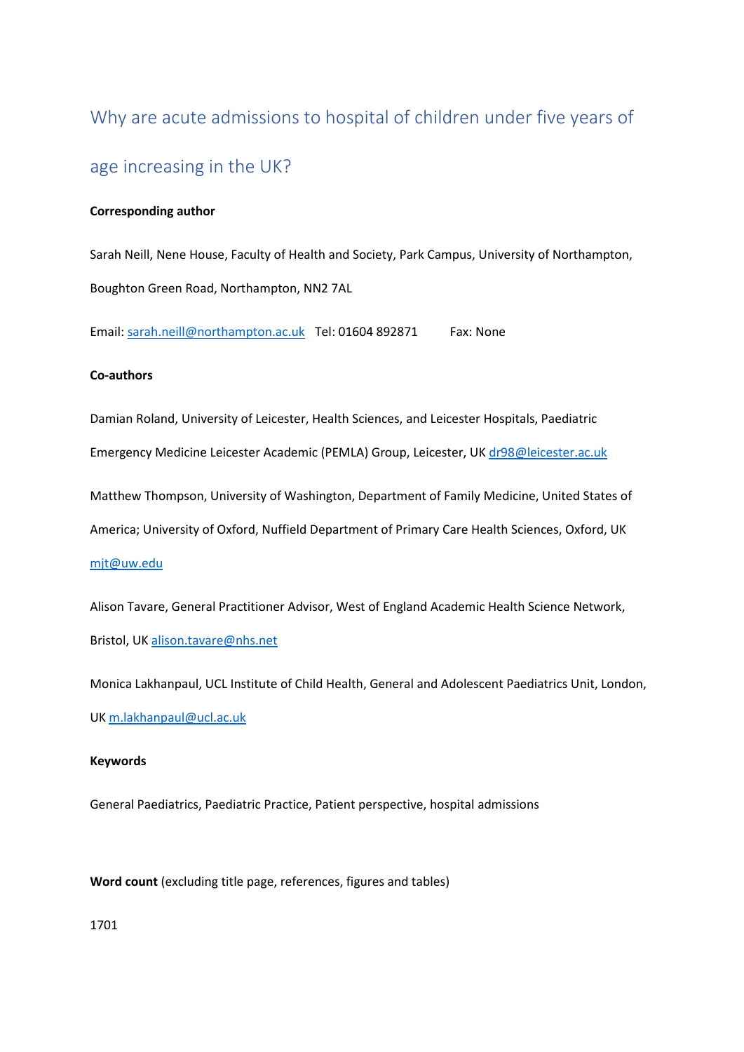# Why are acute admissions to hospital of children under five years of age increasing in the UK?

**Corresponding author**

Sarah Neill, Nene House, Faculty of Health and Society, Park Campus, University of Northampton, Boughton Green Road, Northampton, NN2 7AL

Email: sarah.neill@northampton.ac.uk Tel: 01604 892871 Fax: None

**Co-authors**

Damian Roland, University of Leicester, Health Sciences, and Leicester Hospitals, Paediatric Emergency Medicine Leicester Academic (PEMLA) Group, Leicester, UK dr98@leicester.ac.uk

Matthew Thompson, University of Washington, Department of Family Medicine, United States of America; University of Oxford, Nuffield Department of Primary Care Health Sciences, Oxford, UK mjt@uw.edu

Alison Tavare, General Practitioner Advisor, West of England Academic Health Science Network, Bristol, UK alison.tavare@nhs.net

Monica Lakhanpaul, UCL Institute of Child Health, General and Adolescent Paediatrics Unit, London, UK m.lakhanpaul@ucl.ac.uk

**Keywords**

General Paediatrics, Paediatric Practice, Patient perspective, hospital admissions

**Word count** (excluding title page, references, figures and tables)

1701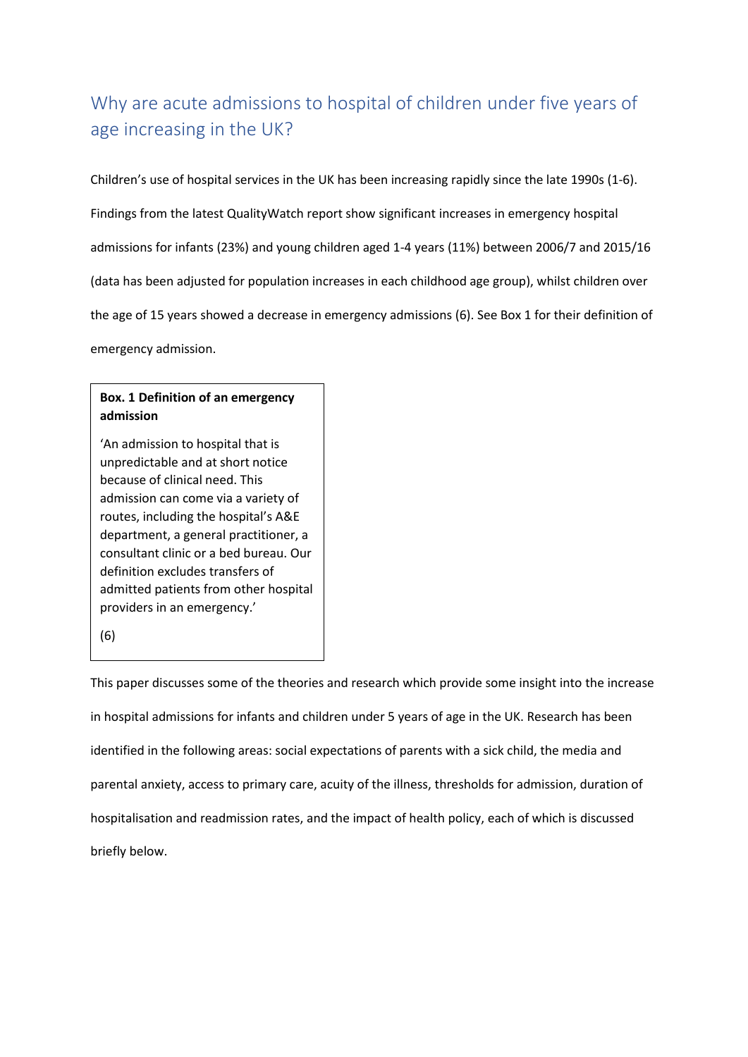## Why are acute admissions to hospital of children under five years of age increasing in the UK?

Children's use of hospital services in the UK has been increasing rapidly since the late 1990s (1-6). Findings from the latest QualityWatch report show significant increases in emergency hospital admissions for infants (23%) and young children aged 1-4 years (11%) between 2006/7 and 2015/16 (data has been adjusted for population increases in each childhood age group), whilst children over the age of 15 years showed a decrease in emergency admissions (6). See Box 1 for their definition of emergency admission.

> **Box. 1 Definition of an emergency admission**
>
> 'An admission to hospital that is unpredictable and at short notice because of clinical need. This admission can come via a variety of routes, including the hospital's A&E department, a general practitioner, a consultant clinic or a bed bureau. Our definition excludes transfers of admitted patients from other hospital providers in an emergency.'
>
> (6)

This paper discusses some of the theories and research which provide some insight into the increase in hospital admissions for infants and children under 5 years of age in the UK. Research has been identified in the following areas: social expectations of parents with a sick child, the media and parental anxiety, access to primary care, acuity of the illness, thresholds for admission, duration of hospitalisation and readmission rates, and the impact of health policy, each of which is discussed briefly below.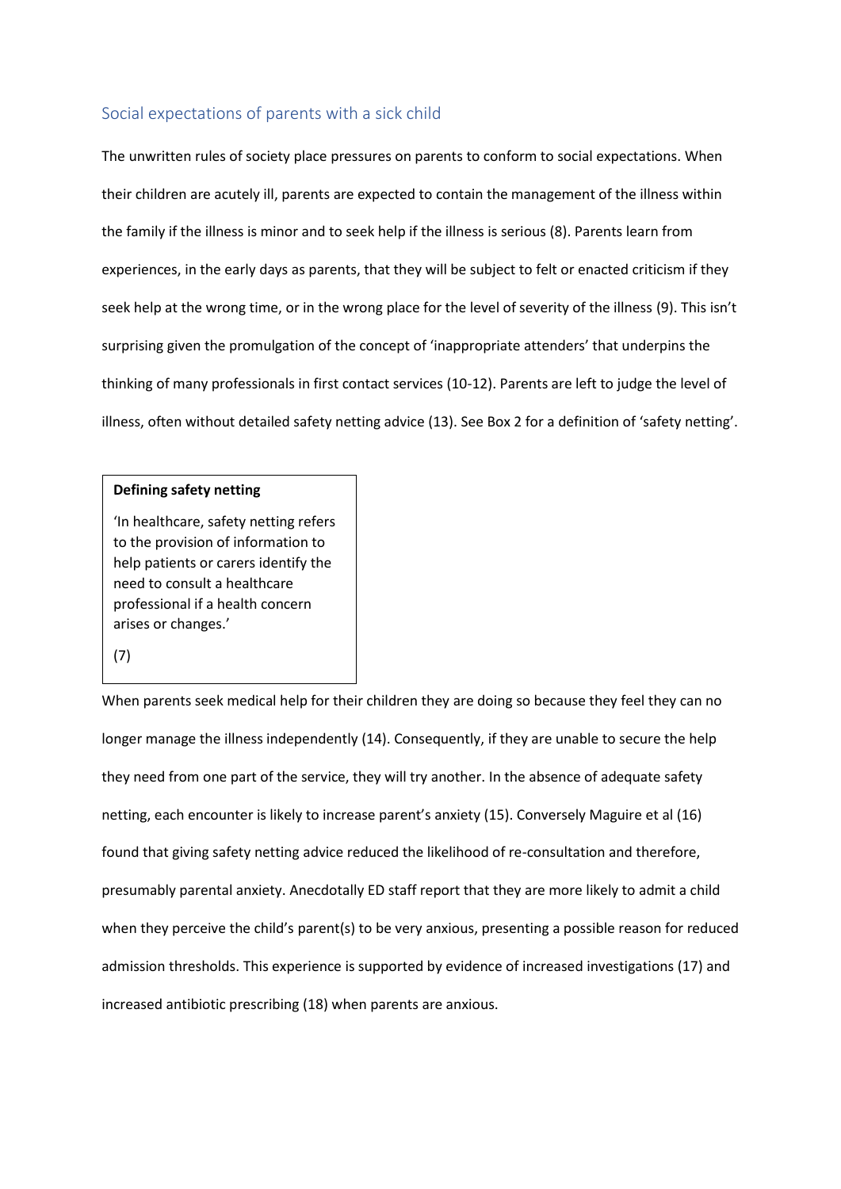## Social expectations of parents with a sick child

The unwritten rules of society place pressures on parents to conform to social expectations. When their children are acutely ill, parents are expected to contain the management of the illness within the family if the illness is minor and to seek help if the illness is serious (8). Parents learn from experiences, in the early days as parents, that they will be subject to felt or enacted criticism if they seek help at the wrong time, or in the wrong place for the level of severity of the illness (9). This isn't surprising given the promulgation of the concept of 'inappropriate attenders' that underpins the thinking of many professionals in first contact services (10-12). Parents are left to judge the level of illness, often without detailed safety netting advice (13). See Box 2 for a definition of 'safety netting'.

> **Defining safety netting**
>
> 'In healthcare, safety netting refers to the provision of information to help patients or carers identify the need to consult a healthcare professional if a health concern arises or changes.'
>
> (7)

When parents seek medical help for their children they are doing so because they feel they can no longer manage the illness independently (14). Consequently, if they are unable to secure the help they need from one part of the service, they will try another. In the absence of adequate safety netting, each encounter is likely to increase parent's anxiety (15). Conversely Maguire et al (16) found that giving safety netting advice reduced the likelihood of re-consultation and therefore, presumably parental anxiety. Anecdotally ED staff report that they are more likely to admit a child when they perceive the child's parent(s) to be very anxious, presenting a possible reason for reduced admission thresholds. This experience is supported by evidence of increased investigations (17) and increased antibiotic prescribing (18) when parents are anxious.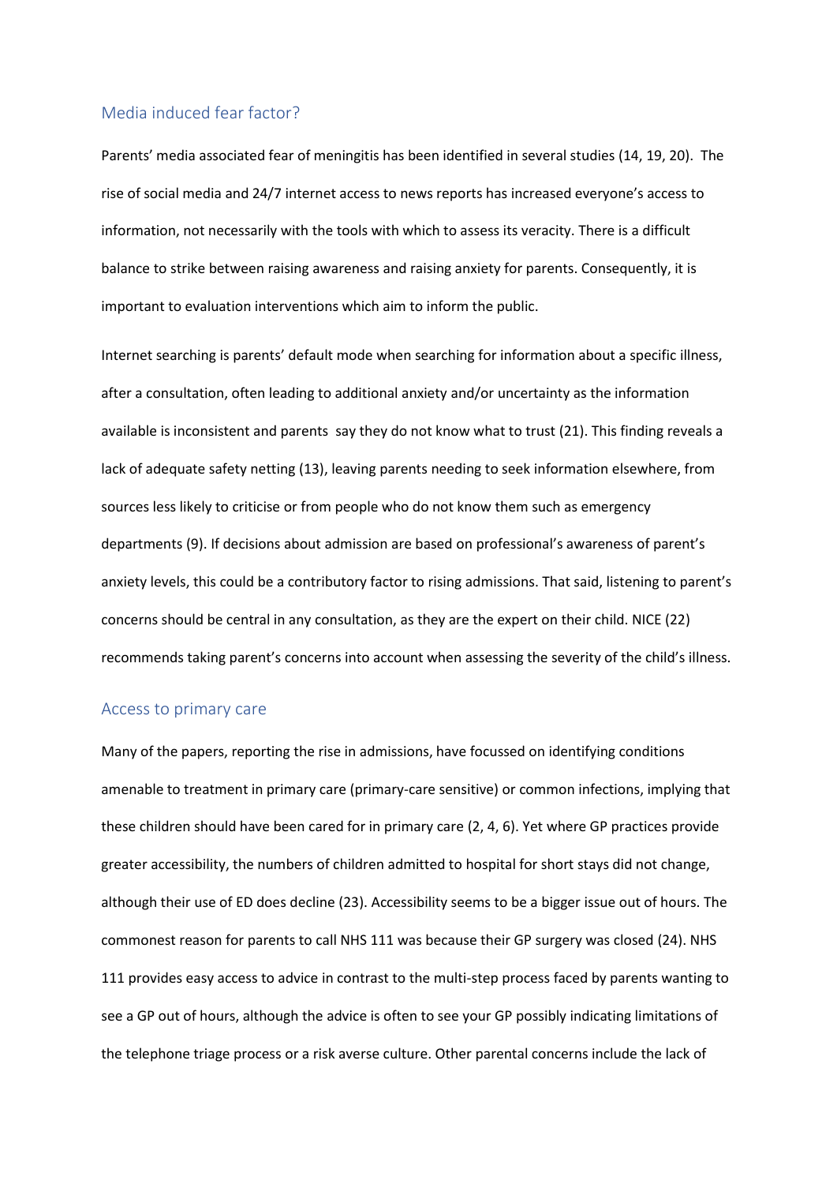## Media induced fear factor?

Parents' media associated fear of meningitis has been identified in several studies (14, 19, 20). The rise of social media and 24/7 internet access to news reports has increased everyone's access to information, not necessarily with the tools with which to assess its veracity. There is a difficult balance to strike between raising awareness and raising anxiety for parents. Consequently, it is important to evaluation interventions which aim to inform the public.

Internet searching is parents' default mode when searching for information about a specific illness, after a consultation, often leading to additional anxiety and/or uncertainty as the information available is inconsistent and parents say they do not know what to trust (21). This finding reveals a lack of adequate safety netting (13), leaving parents needing to seek information elsewhere, from sources less likely to criticise or from people who do not know them such as emergency departments (9). If decisions about admission are based on professional's awareness of parent's anxiety levels, this could be a contributory factor to rising admissions. That said, listening to parent's concerns should be central in any consultation, as they are the expert on their child. NICE (22) recommends taking parent's concerns into account when assessing the severity of the child's illness.

## Access to primary care

Many of the papers, reporting the rise in admissions, have focussed on identifying conditions amenable to treatment in primary care (primary-care sensitive) or common infections, implying that these children should have been cared for in primary care (2, 4, 6). Yet where GP practices provide greater accessibility, the numbers of children admitted to hospital for short stays did not change, although their use of ED does decline (23). Accessibility seems to be a bigger issue out of hours. The commonest reason for parents to call NHS 111 was because their GP surgery was closed (24). NHS 111 provides easy access to advice in contrast to the multi-step process faced by parents wanting to see a GP out of hours, although the advice is often to see your GP possibly indicating limitations of the telephone triage process or a risk averse culture. Other parental concerns include the lack of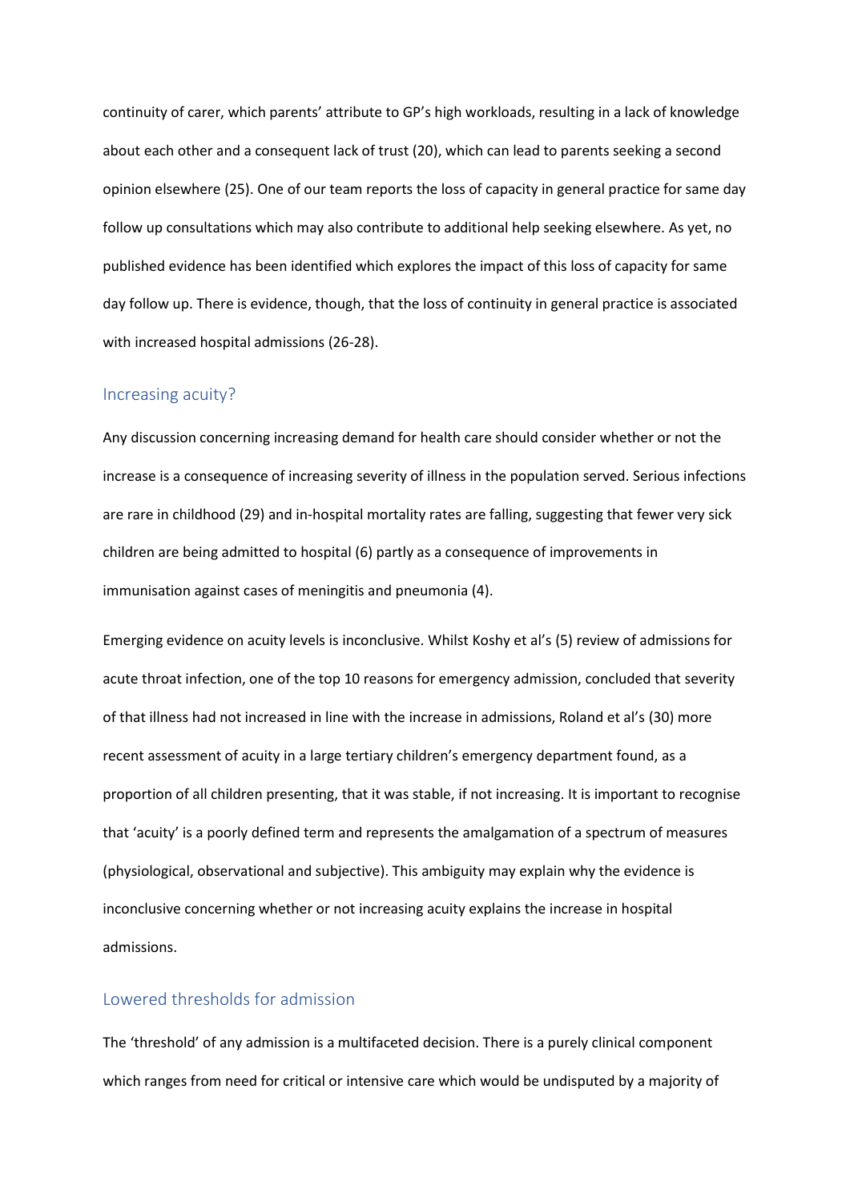continuity of carer, which parents' attribute to GP's high workloads, resulting in a lack of knowledge about each other and a consequent lack of trust (20), which can lead to parents seeking a second opinion elsewhere (25). One of our team reports the loss of capacity in general practice for same day follow up consultations which may also contribute to additional help seeking elsewhere. As yet, no published evidence has been identified which explores the impact of this loss of capacity for same day follow up. There is evidence, though, that the loss of continuity in general practice is associated with increased hospital admissions (26-28).

## Increasing acuity?

Any discussion concerning increasing demand for health care should consider whether or not the increase is a consequence of increasing severity of illness in the population served. Serious infections are rare in childhood (29) and in-hospital mortality rates are falling, suggesting that fewer very sick children are being admitted to hospital (6) partly as a consequence of improvements in immunisation against cases of meningitis and pneumonia (4).

Emerging evidence on acuity levels is inconclusive. Whilst Koshy et al's (5) review of admissions for acute throat infection, one of the top 10 reasons for emergency admission, concluded that severity of that illness had not increased in line with the increase in admissions, Roland et al's (30) more recent assessment of acuity in a large tertiary children's emergency department found, as a proportion of all children presenting, that it was stable, if not increasing. It is important to recognise that 'acuity' is a poorly defined term and represents the amalgamation of a spectrum of measures (physiological, observational and subjective). This ambiguity may explain why the evidence is inconclusive concerning whether or not increasing acuity explains the increase in hospital admissions.

## Lowered thresholds for admission

The 'threshold' of any admission is a multifaceted decision. There is a purely clinical component which ranges from need for critical or intensive care which would be undisputed by a majority of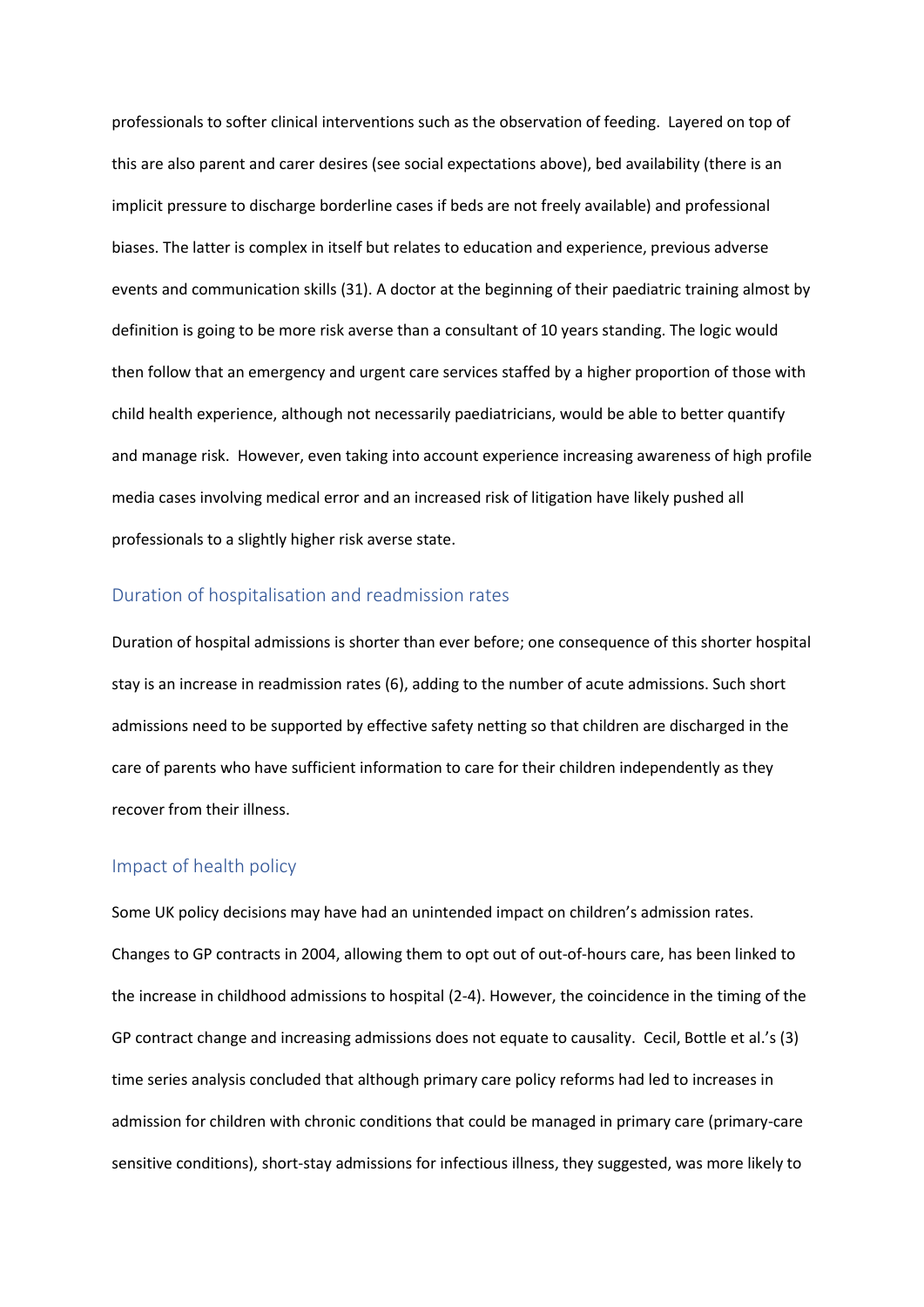professionals to softer clinical interventions such as the observation of feeding. Layered on top of this are also parent and carer desires (see social expectations above), bed availability (there is an implicit pressure to discharge borderline cases if beds are not freely available) and professional biases. The latter is complex in itself but relates to education and experience, previous adverse events and communication skills (31). A doctor at the beginning of their paediatric training almost by definition is going to be more risk averse than a consultant of 10 years standing. The logic would then follow that an emergency and urgent care services staffed by a higher proportion of those with child health experience, although not necessarily paediatricians, would be able to better quantify and manage risk. However, even taking into account experience increasing awareness of high profile media cases involving medical error and an increased risk of litigation have likely pushed all professionals to a slightly higher risk averse state.

## Duration of hospitalisation and readmission rates

Duration of hospital admissions is shorter than ever before; one consequence of this shorter hospital stay is an increase in readmission rates (6), adding to the number of acute admissions. Such short admissions need to be supported by effective safety netting so that children are discharged in the care of parents who have sufficient information to care for their children independently as they recover from their illness.

## Impact of health policy

Some UK policy decisions may have had an unintended impact on children's admission rates. Changes to GP contracts in 2004, allowing them to opt out of out-of-hours care, has been linked to the increase in childhood admissions to hospital (2-4). However, the coincidence in the timing of the GP contract change and increasing admissions does not equate to causality. Cecil, Bottle et al.'s (3) time series analysis concluded that although primary care policy reforms had led to increases in admission for children with chronic conditions that could be managed in primary care (primary-care sensitive conditions), short-stay admissions for infectious illness, they suggested, was more likely to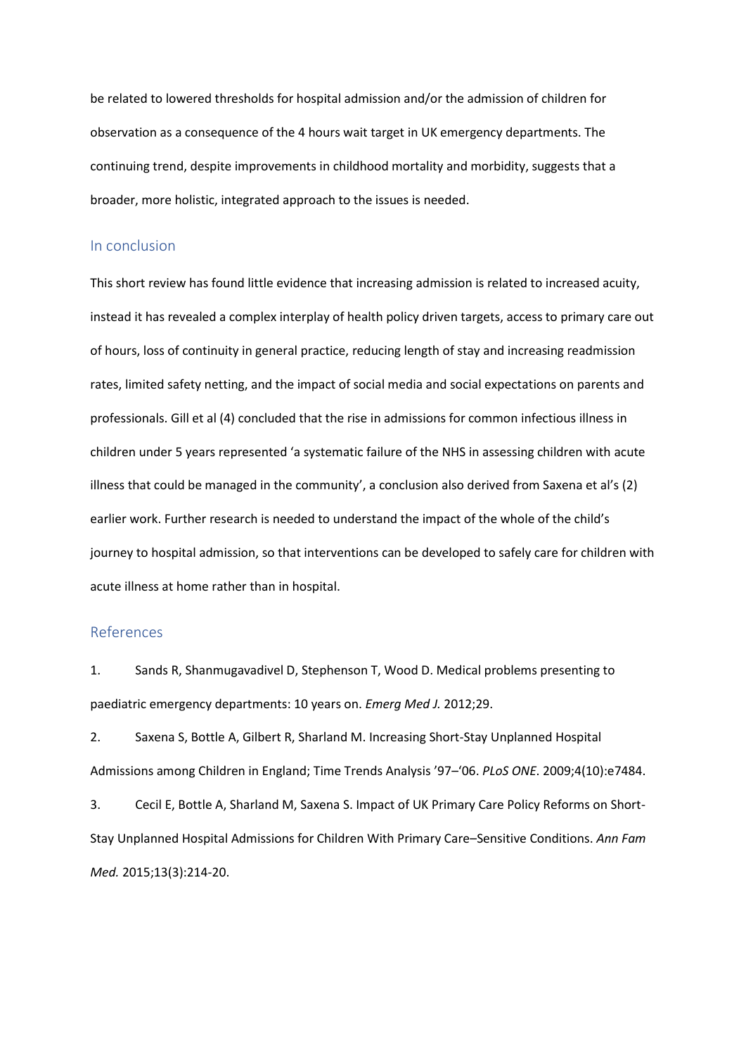be related to lowered thresholds for hospital admission and/or the admission of children for observation as a consequence of the 4 hours wait target in UK emergency departments. The continuing trend, despite improvements in childhood mortality and morbidity, suggests that a broader, more holistic, integrated approach to the issues is needed.

## In conclusion

This short review has found little evidence that increasing admission is related to increased acuity, instead it has revealed a complex interplay of health policy driven targets, access to primary care out of hours, loss of continuity in general practice, reducing length of stay and increasing readmission rates, limited safety netting, and the impact of social media and social expectations on parents and professionals. Gill et al (4) concluded that the rise in admissions for common infectious illness in children under 5 years represented 'a systematic failure of the NHS in assessing children with acute illness that could be managed in the community', a conclusion also derived from Saxena et al's (2) earlier work. Further research is needed to understand the impact of the whole of the child's journey to hospital admission, so that interventions can be developed to safely care for children with acute illness at home rather than in hospital.

## References

1. Sands R, Shanmugavadivel D, Stephenson T, Wood D. Medical problems presenting to paediatric emergency departments: 10 years on. *Emerg Med J.* 2012;29.

2. Saxena S, Bottle A, Gilbert R, Sharland M. Increasing Short-Stay Unplanned Hospital Admissions among Children in England; Time Trends Analysis '97–'06. *PLoS ONE*. 2009;4(10):e7484.

3. Cecil E, Bottle A, Sharland M, Saxena S. Impact of UK Primary Care Policy Reforms on Short-Stay Unplanned Hospital Admissions for Children With Primary Care–Sensitive Conditions. *Ann Fam Med.* 2015;13(3):214-20.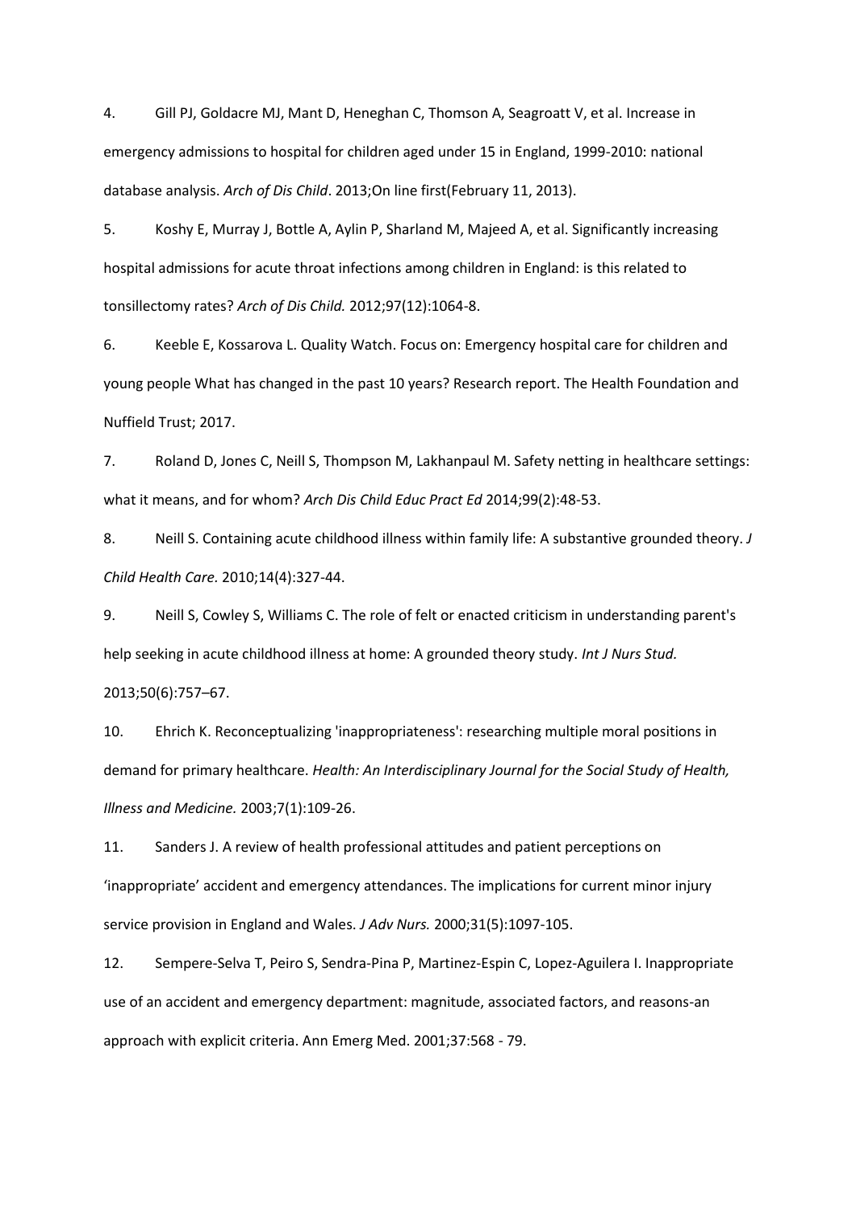4. Gill PJ, Goldacre MJ, Mant D, Heneghan C, Thomson A, Seagroatt V, et al. Increase in emergency admissions to hospital for children aged under 15 in England, 1999-2010: national database analysis. *Arch of Dis Child*. 2013;On line first(February 11, 2013).

5. Koshy E, Murray J, Bottle A, Aylin P, Sharland M, Majeed A, et al. Significantly increasing hospital admissions for acute throat infections among children in England: is this related to tonsillectomy rates? *Arch of Dis Child.* 2012;97(12):1064-8.

6. Keeble E, Kossarova L. Quality Watch. Focus on: Emergency hospital care for children and young people What has changed in the past 10 years? Research report. The Health Foundation and Nuffield Trust; 2017.

7. Roland D, Jones C, Neill S, Thompson M, Lakhanpaul M. Safety netting in healthcare settings: what it means, and for whom? *Arch Dis Child Educ Pract Ed* 2014;99(2):48-53.

8. Neill S. Containing acute childhood illness within family life: A substantive grounded theory. *J Child Health Care.* 2010;14(4):327-44.

9. Neill S, Cowley S, Williams C. The role of felt or enacted criticism in understanding parent's help seeking in acute childhood illness at home: A grounded theory study. *Int J Nurs Stud.* 2013;50(6):757–67.

10. Ehrich K. Reconceptualizing 'inappropriateness': researching multiple moral positions in demand for primary healthcare. *Health: An Interdisciplinary Journal for the Social Study of Health, Illness and Medicine.* 2003;7(1):109-26.

11. Sanders J. A review of health professional attitudes and patient perceptions on 'inappropriate' accident and emergency attendances. The implications for current minor injury service provision in England and Wales. *J Adv Nurs.* 2000;31(5):1097-105.

12. Sempere-Selva T, Peiro S, Sendra-Pina P, Martinez-Espin C, Lopez-Aguilera I. Inappropriate use of an accident and emergency department: magnitude, associated factors, and reasons-an approach with explicit criteria. Ann Emerg Med. 2001;37:568 - 79.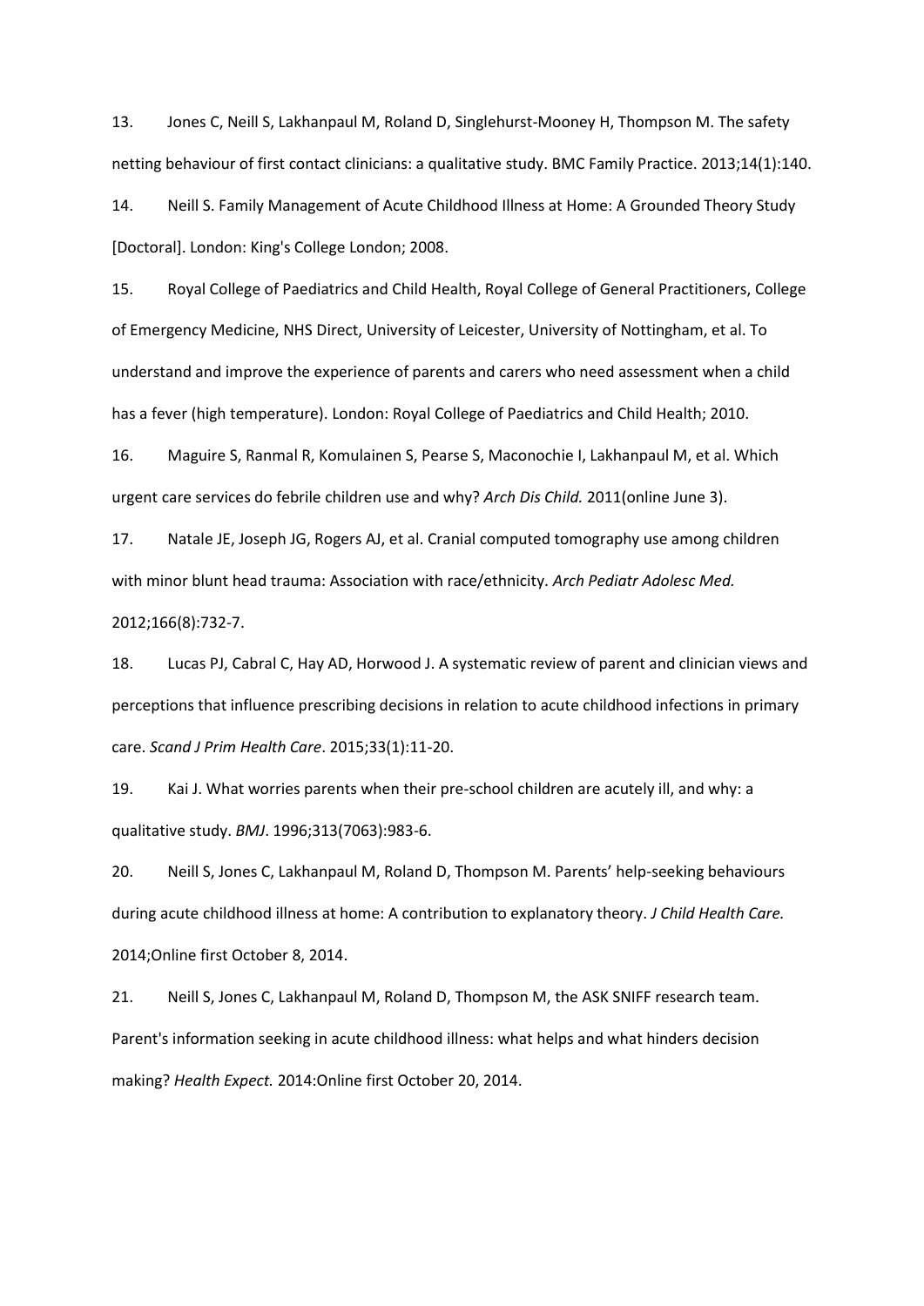13. Jones C, Neill S, Lakhanpaul M, Roland D, Singlehurst-Mooney H, Thompson M. The safety netting behaviour of first contact clinicians: a qualitative study. BMC Family Practice. 2013;14(1):140.

14. Neill S. Family Management of Acute Childhood Illness at Home: A Grounded Theory Study [Doctoral]. London: King's College London; 2008.

15. Royal College of Paediatrics and Child Health, Royal College of General Practitioners, College of Emergency Medicine, NHS Direct, University of Leicester, University of Nottingham, et al. To understand and improve the experience of parents and carers who need assessment when a child has a fever (high temperature). London: Royal College of Paediatrics and Child Health; 2010.

16. Maguire S, Ranmal R, Komulainen S, Pearse S, Maconochie I, Lakhanpaul M, et al. Which urgent care services do febrile children use and why? *Arch Dis Child.* 2011(online June 3).

17. Natale JE, Joseph JG, Rogers AJ, et al. Cranial computed tomography use among children with minor blunt head trauma: Association with race/ethnicity. *Arch Pediatr Adolesc Med.* 2012;166(8):732-7.

18. Lucas PJ, Cabral C, Hay AD, Horwood J. A systematic review of parent and clinician views and perceptions that influence prescribing decisions in relation to acute childhood infections in primary care. *Scand J Prim Health Care*. 2015;33(1):11-20.

19. Kai J. What worries parents when their pre-school children are acutely ill, and why: a qualitative study. *BMJ*. 1996;313(7063):983-6.

20. Neill S, Jones C, Lakhanpaul M, Roland D, Thompson M. Parents' help-seeking behaviours during acute childhood illness at home: A contribution to explanatory theory. *J Child Health Care.* 2014;Online first October 8, 2014.

21. Neill S, Jones C, Lakhanpaul M, Roland D, Thompson M, the ASK SNIFF research team. Parent's information seeking in acute childhood illness: what helps and what hinders decision making? *Health Expect.* 2014:Online first October 20, 2014.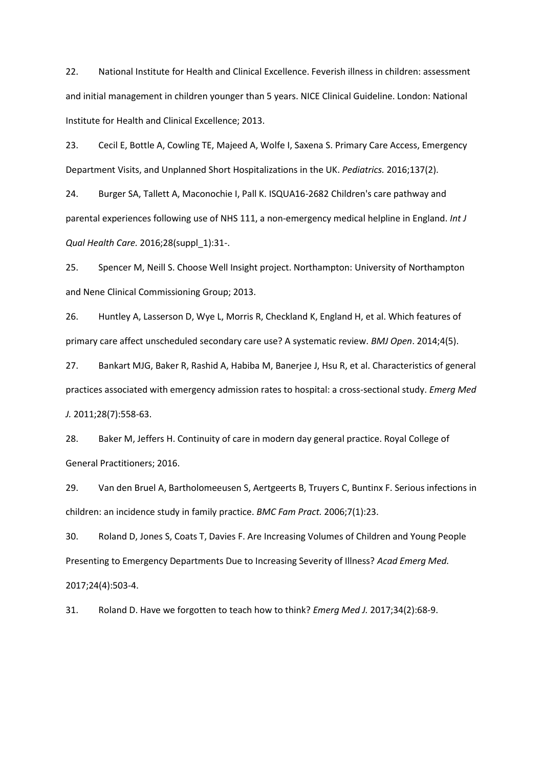22. National Institute for Health and Clinical Excellence. Feverish illness in children: assessment and initial management in children younger than 5 years. NICE Clinical Guideline. London: National Institute for Health and Clinical Excellence; 2013.

23. Cecil E, Bottle A, Cowling TE, Majeed A, Wolfe I, Saxena S. Primary Care Access, Emergency Department Visits, and Unplanned Short Hospitalizations in the UK. *Pediatrics.* 2016;137(2).

24. Burger SA, Tallett A, Maconochie I, Pall K. ISQUA16-2682 Children's care pathway and parental experiences following use of NHS 111, a non-emergency medical helpline in England. *Int J Qual Health Care.* 2016;28(suppl_1):31-.

25. Spencer M, Neill S. Choose Well Insight project. Northampton: University of Northampton and Nene Clinical Commissioning Group; 2013.

26. Huntley A, Lasserson D, Wye L, Morris R, Checkland K, England H, et al. Which features of primary care affect unscheduled secondary care use? A systematic review. *BMJ Open*. 2014;4(5).

27. Bankart MJG, Baker R, Rashid A, Habiba M, Banerjee J, Hsu R, et al. Characteristics of general practices associated with emergency admission rates to hospital: a cross-sectional study. *Emerg Med J.* 2011;28(7):558-63.

28. Baker M, Jeffers H. Continuity of care in modern day general practice. Royal College of General Practitioners; 2016.

29. Van den Bruel A, Bartholomeeusen S, Aertgeerts B, Truyers C, Buntinx F. Serious infections in children: an incidence study in family practice. *BMC Fam Pract.* 2006;7(1):23.

30. Roland D, Jones S, Coats T, Davies F. Are Increasing Volumes of Children and Young People Presenting to Emergency Departments Due to Increasing Severity of Illness? *Acad Emerg Med.* 2017;24(4):503-4.

31. Roland D. Have we forgotten to teach how to think? *Emerg Med J.* 2017;34(2):68-9.